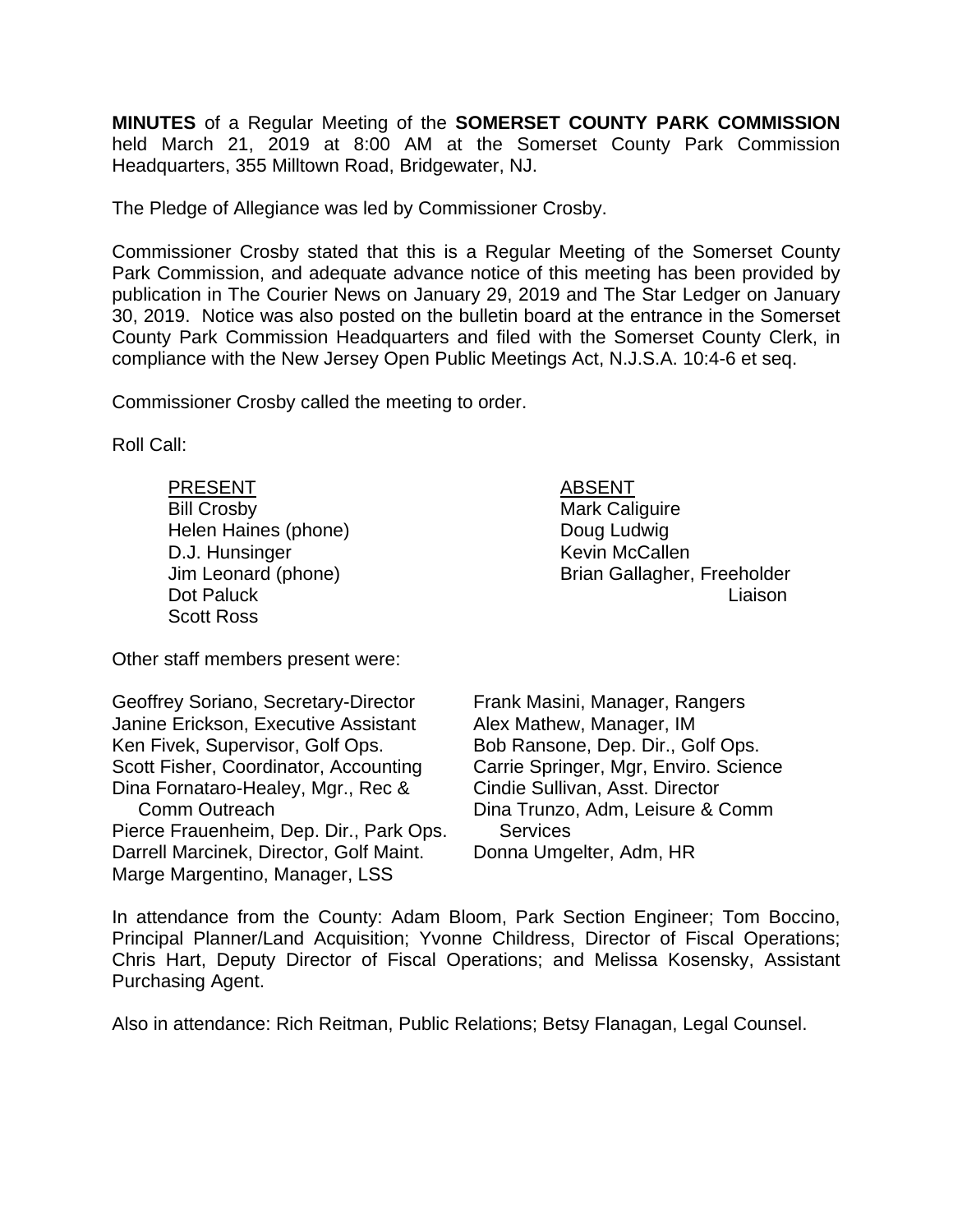**MINUTES** of a Regular Meeting of the **SOMERSET COUNTY PARK COMMISSION** held March 21, 2019 at 8:00 AM at the Somerset County Park Commission Headquarters, 355 Milltown Road, Bridgewater, NJ.

The Pledge of Allegiance was led by Commissioner Crosby.

Commissioner Crosby stated that this is a Regular Meeting of the Somerset County Park Commission, and adequate advance notice of this meeting has been provided by publication in The Courier News on January 29, 2019 and The Star Ledger on January 30, 2019. Notice was also posted on the bulletin board at the entrance in the Somerset County Park Commission Headquarters and filed with the Somerset County Clerk, in compliance with the New Jersey Open Public Meetings Act, N.J.S.A. 10:4-6 et seq.

Commissioner Crosby called the meeting to order.

Roll Call:

| PRESENT | ABSENT |
|---|---|
| Bill Crosby | Mark Caliguire |
| Helen Haines (phone) | Doug Ludwig |
| D.J. Hunsinger | Kevin McCallen |
| Jim Leonard (phone) | Brian Gallagher, Freeholder Liaison |
| Dot Paluck | |
| Scott Ross | |

Other staff members present were:

Geoffrey Soriano, Secretary-Director
Janine Erickson, Executive Assistant
Ken Fivek, Supervisor, Golf Ops.
Scott Fisher, Coordinator, Accounting
Dina Fornataro-Healey, Mgr., Rec & Comm Outreach
Pierce Frauenheim, Dep. Dir., Park Ops.
Darrell Marcinek, Director, Golf Maint.
Marge Margentino, Manager, LSS
Frank Masini, Manager, Rangers
Alex Mathew, Manager, IM
Bob Ransone, Dep. Dir., Golf Ops.
Carrie Springer, Mgr, Enviro. Science
Cindie Sullivan, Asst. Director
Dina Trunzo, Adm, Leisure & Comm Services
Donna Umgelter, Adm, HR

In attendance from the County: Adam Bloom, Park Section Engineer; Tom Boccino, Principal Planner/Land Acquisition; Yvonne Childress, Director of Fiscal Operations; Chris Hart, Deputy Director of Fiscal Operations; and Melissa Kosensky, Assistant Purchasing Agent.

Also in attendance: Rich Reitman, Public Relations; Betsy Flanagan, Legal Counsel.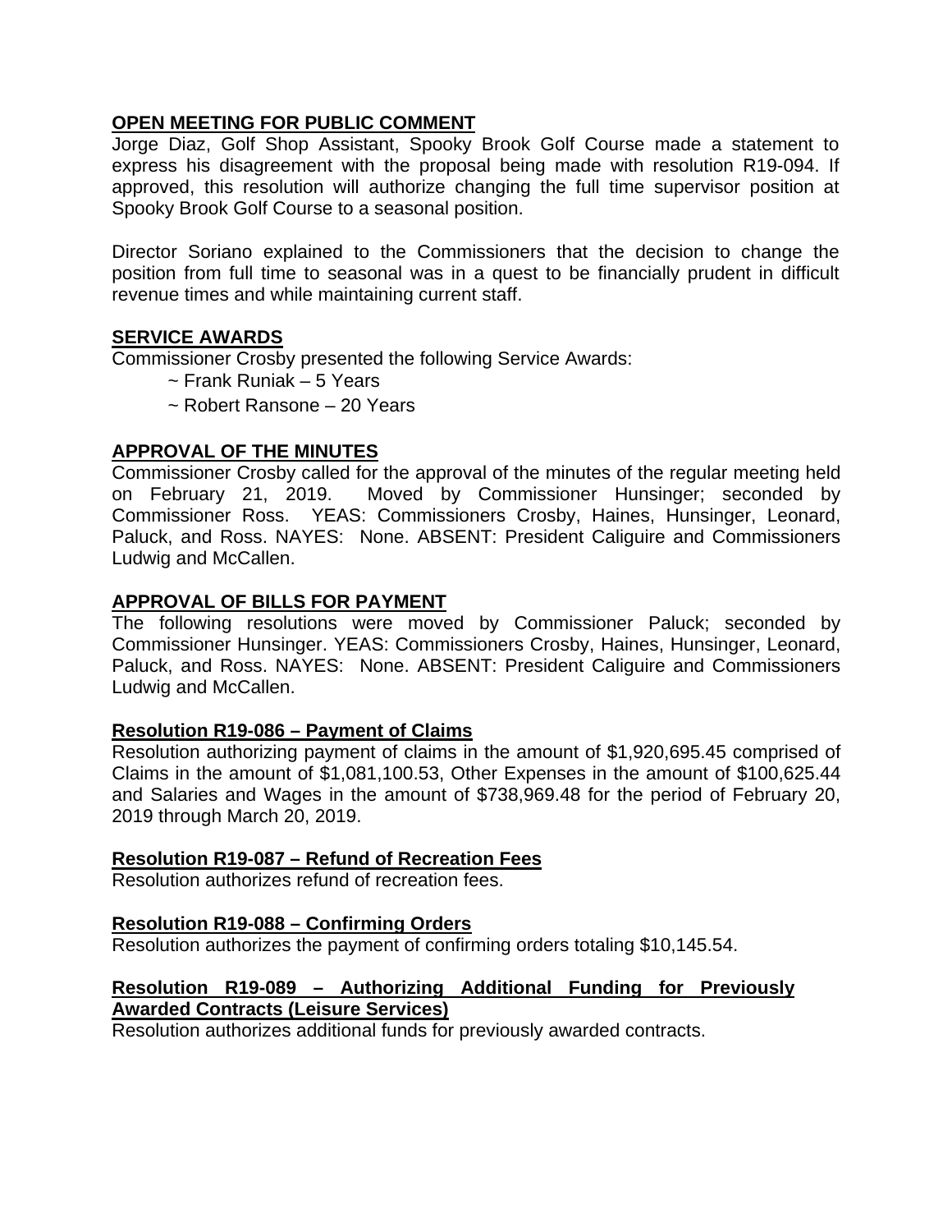## OPEN MEETING FOR PUBLIC COMMENT

Jorge Diaz, Golf Shop Assistant, Spooky Brook Golf Course made a statement to express his disagreement with the proposal being made with resolution R19-094. If approved, this resolution will authorize changing the full time supervisor position at Spooky Brook Golf Course to a seasonal position.

Director Soriano explained to the Commissioners that the decision to change the position from full time to seasonal was in a quest to be financially prudent in difficult revenue times and while maintaining current staff.

## SERVICE AWARDS

Commissioner Crosby presented the following Service Awards:

~ Frank Runiak – 5 Years

~ Robert Ransone – 20 Years

## APPROVAL OF THE MINUTES

Commissioner Crosby called for the approval of the minutes of the regular meeting held on February 21, 2019. Moved by Commissioner Hunsinger; seconded by Commissioner Ross. YEAS: Commissioners Crosby, Haines, Hunsinger, Leonard, Paluck, and Ross. NAYES: None. ABSENT: President Caliguire and Commissioners Ludwig and McCallen.

## APPROVAL OF BILLS FOR PAYMENT

The following resolutions were moved by Commissioner Paluck; seconded by Commissioner Hunsinger. YEAS: Commissioners Crosby, Haines, Hunsinger, Leonard, Paluck, and Ross. NAYES: None. ABSENT: President Caliguire and Commissioners Ludwig and McCallen.

### Resolution R19-086 – Payment of Claims

Resolution authorizing payment of claims in the amount of $1,920,695.45 comprised of Claims in the amount of $1,081,100.53, Other Expenses in the amount of $100,625.44 and Salaries and Wages in the amount of $738,969.48 for the period of February 20, 2019 through March 20, 2019.

### Resolution R19-087 – Refund of Recreation Fees

Resolution authorizes refund of recreation fees.

### Resolution R19-088 – Confirming Orders

Resolution authorizes the payment of confirming orders totaling $10,145.54.

### Resolution R19-089 – Authorizing Additional Funding for Previously Awarded Contracts (Leisure Services)

Resolution authorizes additional funds for previously awarded contracts.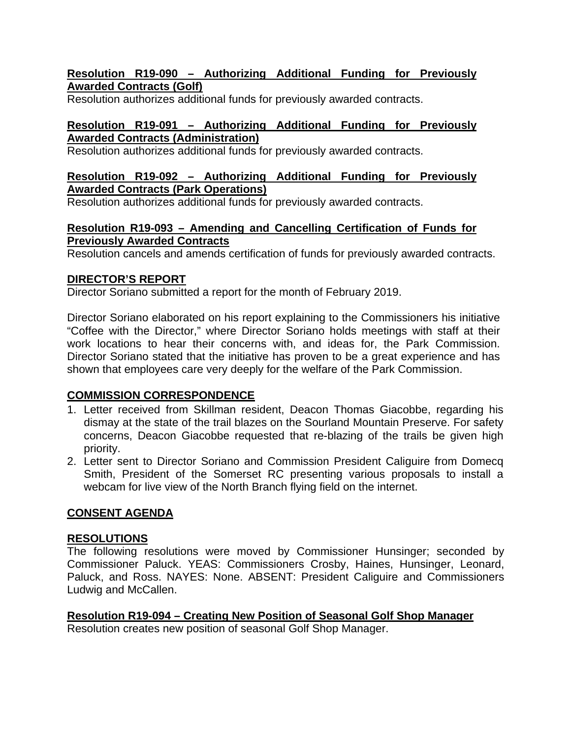**Resolution R19-090 – Authorizing Additional Funding for Previously Awarded Contracts (Golf)**

Resolution authorizes additional funds for previously awarded contracts.

**Resolution R19-091 – Authorizing Additional Funding for Previously Awarded Contracts (Administration)**

Resolution authorizes additional funds for previously awarded contracts.

**Resolution R19-092 – Authorizing Additional Funding for Previously Awarded Contracts (Park Operations)**

Resolution authorizes additional funds for previously awarded contracts.

**Resolution R19-093 – Amending and Cancelling Certification of Funds for Previously Awarded Contracts**

Resolution cancels and amends certification of funds for previously awarded contracts.

## DIRECTOR'S REPORT

Director Soriano submitted a report for the month of February 2019.

Director Soriano elaborated on his report explaining to the Commissioners his initiative "Coffee with the Director," where Director Soriano holds meetings with staff at their work locations to hear their concerns with, and ideas for, the Park Commission. Director Soriano stated that the initiative has proven to be a great experience and has shown that employees care very deeply for the welfare of the Park Commission.

## COMMISSION CORRESPONDENCE

1. Letter received from Skillman resident, Deacon Thomas Giacobbe, regarding his dismay at the state of the trail blazes on the Sourland Mountain Preserve. For safety concerns, Deacon Giacobbe requested that re-blazing of the trails be given high priority.
2. Letter sent to Director Soriano and Commission President Caliguire from Domecq Smith, President of the Somerset RC presenting various proposals to install a webcam for live view of the North Branch flying field on the internet.

## CONSENT AGENDA

## RESOLUTIONS

The following resolutions were moved by Commissioner Hunsinger; seconded by Commissioner Paluck. YEAS: Commissioners Crosby, Haines, Hunsinger, Leonard, Paluck, and Ross. NAYES: None. ABSENT: President Caliguire and Commissioners Ludwig and McCallen.

**Resolution R19-094 – Creating New Position of Seasonal Golf Shop Manager**

Resolution creates new position of seasonal Golf Shop Manager.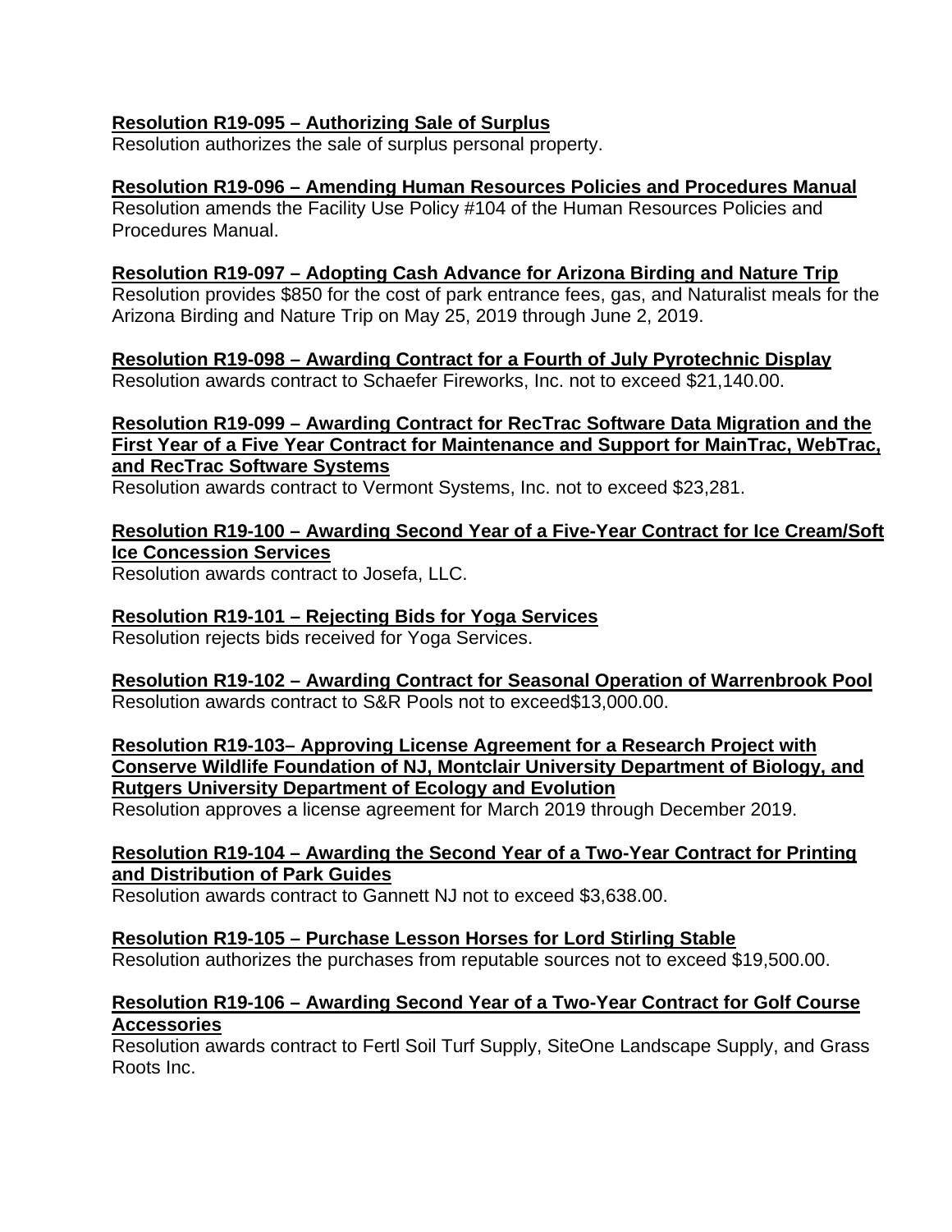**Resolution R19-095 – Authorizing Sale of Surplus**
Resolution authorizes the sale of surplus personal property.

**Resolution R19-096 – Amending Human Resources Policies and Procedures Manual**
Resolution amends the Facility Use Policy #104 of the Human Resources Policies and Procedures Manual.

**Resolution R19-097 – Adopting Cash Advance for Arizona Birding and Nature Trip**
Resolution provides $850 for the cost of park entrance fees, gas, and Naturalist meals for the Arizona Birding and Nature Trip on May 25, 2019 through June 2, 2019.

**Resolution R19-098 – Awarding Contract for a Fourth of July Pyrotechnic Display**
Resolution awards contract to Schaefer Fireworks, Inc. not to exceed $21,140.00.

**Resolution R19-099 – Awarding Contract for RecTrac Software Data Migration and the First Year of a Five Year Contract for Maintenance and Support for MainTrac, WebTrac, and RecTrac Software Systems**
Resolution awards contract to Vermont Systems, Inc. not to exceed $23,281.

**Resolution R19-100 – Awarding Second Year of a Five-Year Contract for Ice Cream/Soft Ice Concession Services**
Resolution awards contract to Josefa, LLC.

**Resolution R19-101 – Rejecting Bids for Yoga Services**
Resolution rejects bids received for Yoga Services.

**Resolution R19-102 – Awarding Contract for Seasonal Operation of Warrenbrook Pool**
Resolution awards contract to S&R Pools not to exceed$13,000.00.

**Resolution R19-103– Approving License Agreement for a Research Project with Conserve Wildlife Foundation of NJ, Montclair University Department of Biology, and Rutgers University Department of Ecology and Evolution**
Resolution approves a license agreement for March 2019 through December 2019.

**Resolution R19-104 – Awarding the Second Year of a Two-Year Contract for Printing and Distribution of Park Guides**
Resolution awards contract to Gannett NJ not to exceed $3,638.00.

**Resolution R19-105 – Purchase Lesson Horses for Lord Stirling Stable**
Resolution authorizes the purchases from reputable sources not to exceed $19,500.00.

**Resolution R19-106 – Awarding Second Year of a Two-Year Contract for Golf Course Accessories**
Resolution awards contract to Fertl Soil Turf Supply, SiteOne Landscape Supply, and Grass Roots Inc.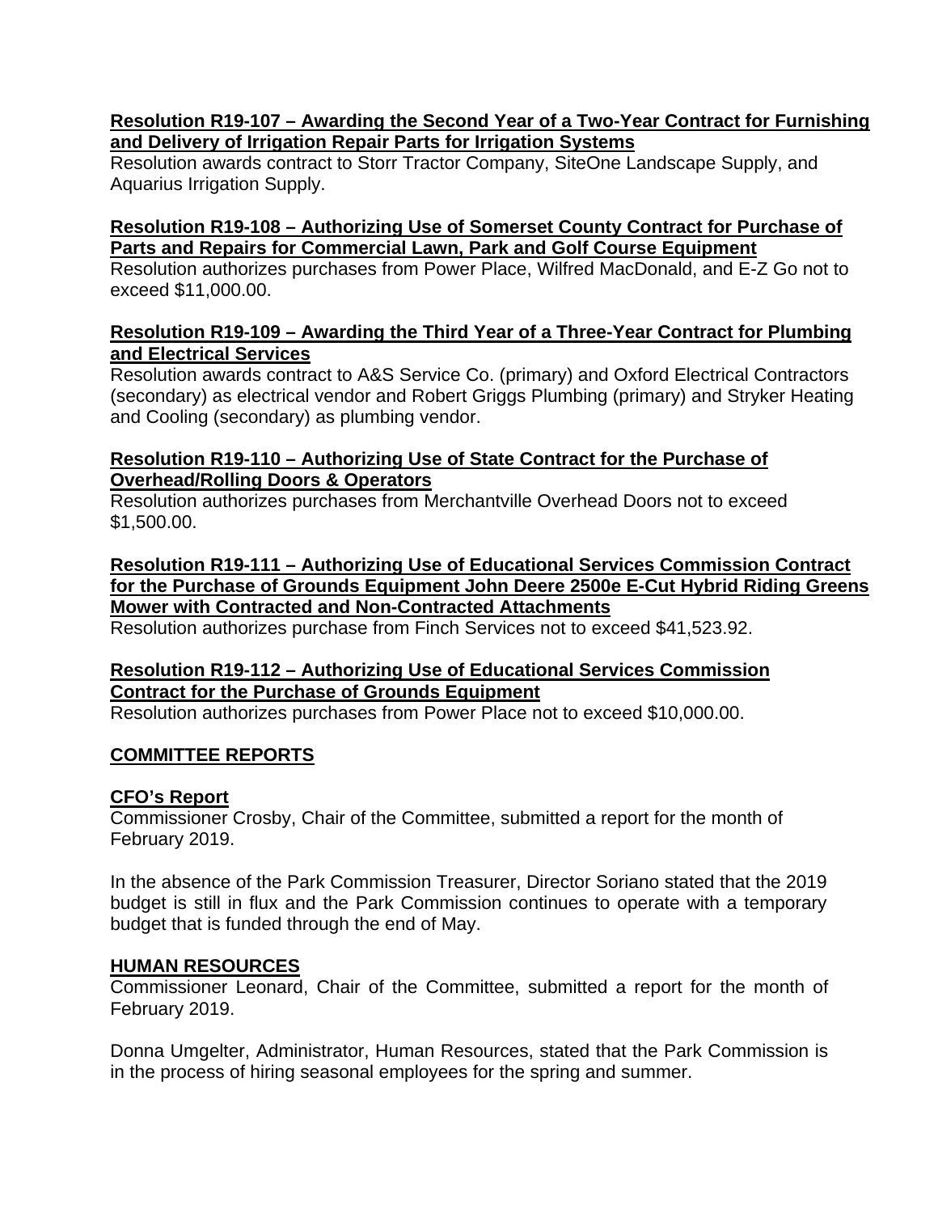**Resolution R19-107 – Awarding the Second Year of a Two-Year Contract for Furnishing and Delivery of Irrigation Repair Parts for Irrigation Systems**
Resolution awards contract to Storr Tractor Company, SiteOne Landscape Supply, and Aquarius Irrigation Supply.

**Resolution R19-108 – Authorizing Use of Somerset County Contract for Purchase of Parts and Repairs for Commercial Lawn, Park and Golf Course Equipment**
Resolution authorizes purchases from Power Place, Wilfred MacDonald, and E-Z Go not to exceed $11,000.00.

**Resolution R19-109 – Awarding the Third Year of a Three-Year Contract for Plumbing and Electrical Services**
Resolution awards contract to A&S Service Co. (primary) and Oxford Electrical Contractors (secondary) as electrical vendor and Robert Griggs Plumbing (primary) and Stryker Heating and Cooling (secondary) as plumbing vendor.

**Resolution R19-110 – Authorizing Use of State Contract for the Purchase of Overhead/Rolling Doors & Operators**
Resolution authorizes purchases from Merchantville Overhead Doors not to exceed $1,500.00.

**Resolution R19-111 – Authorizing Use of Educational Services Commission Contract for the Purchase of Grounds Equipment John Deere 2500e E-Cut Hybrid Riding Greens Mower with Contracted and Non-Contracted Attachments**
Resolution authorizes purchase from Finch Services not to exceed $41,523.92.

**Resolution R19-112 – Authorizing Use of Educational Services Commission Contract for the Purchase of Grounds Equipment**
Resolution authorizes purchases from Power Place not to exceed $10,000.00.

## COMMITTEE REPORTS

### CFO's Report

Commissioner Crosby, Chair of the Committee, submitted a report for the month of February 2019.

In the absence of the Park Commission Treasurer, Director Soriano stated that the 2019 budget is still in flux and the Park Commission continues to operate with a temporary budget that is funded through the end of May.

### HUMAN RESOURCES

Commissioner Leonard, Chair of the Committee, submitted a report for the month of February 2019.

Donna Umgelter, Administrator, Human Resources, stated that the Park Commission is in the process of hiring seasonal employees for the spring and summer.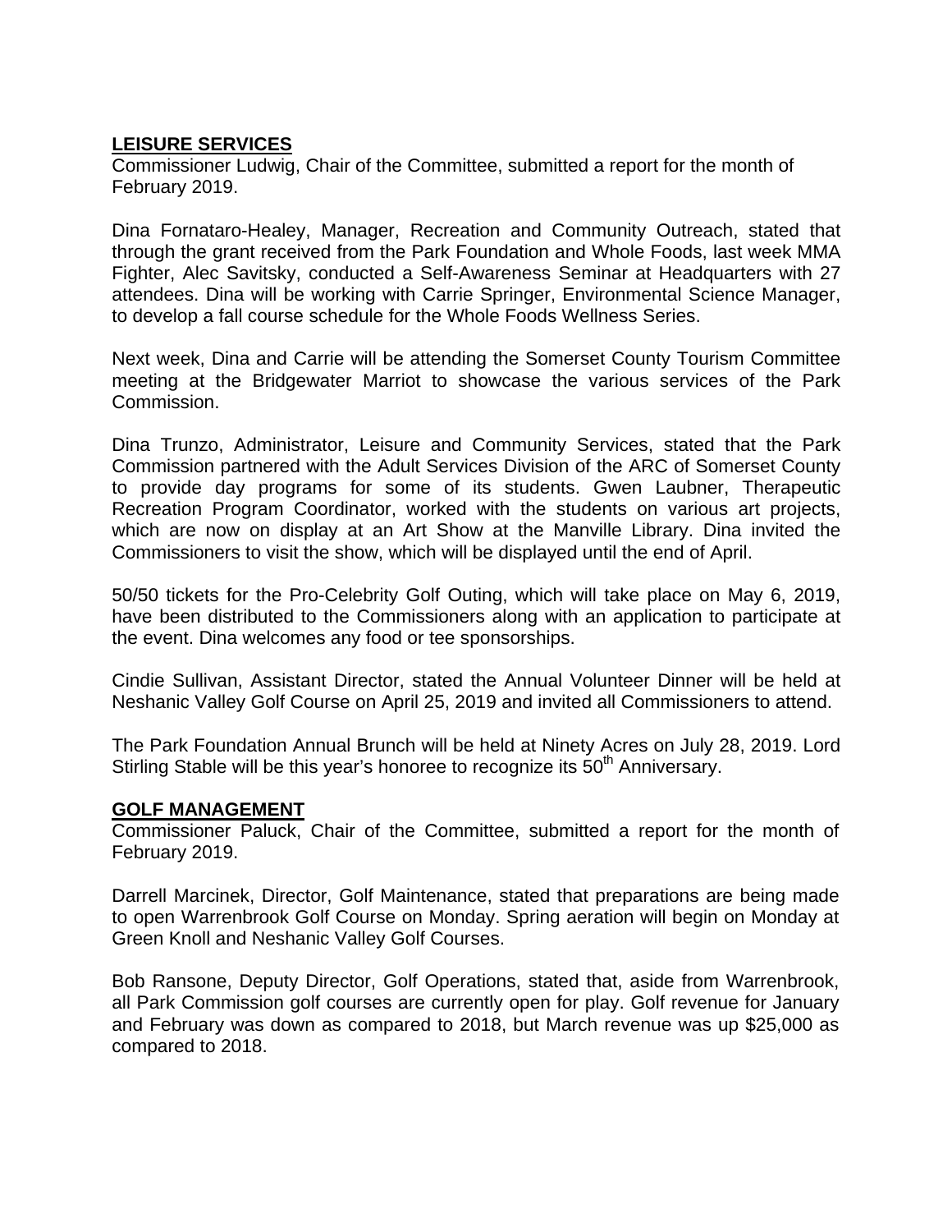**LEISURE SERVICES**

Commissioner Ludwig, Chair of the Committee, submitted a report for the month of February 2019.

Dina Fornataro-Healey, Manager, Recreation and Community Outreach, stated that through the grant received from the Park Foundation and Whole Foods, last week MMA Fighter, Alec Savitsky, conducted a Self-Awareness Seminar at Headquarters with 27 attendees. Dina will be working with Carrie Springer, Environmental Science Manager, to develop a fall course schedule for the Whole Foods Wellness Series.

Next week, Dina and Carrie will be attending the Somerset County Tourism Committee meeting at the Bridgewater Marriot to showcase the various services of the Park Commission.

Dina Trunzo, Administrator, Leisure and Community Services, stated that the Park Commission partnered with the Adult Services Division of the ARC of Somerset County to provide day programs for some of its students. Gwen Laubner, Therapeutic Recreation Program Coordinator, worked with the students on various art projects, which are now on display at an Art Show at the Manville Library. Dina invited the Commissioners to visit the show, which will be displayed until the end of April.

50/50 tickets for the Pro-Celebrity Golf Outing, which will take place on May 6, 2019, have been distributed to the Commissioners along with an application to participate at the event. Dina welcomes any food or tee sponsorships.

Cindie Sullivan, Assistant Director, stated the Annual Volunteer Dinner will be held at Neshanic Valley Golf Course on April 25, 2019 and invited all Commissioners to attend.

The Park Foundation Annual Brunch will be held at Ninety Acres on July 28, 2019. Lord Stirling Stable will be this year's honoree to recognize its 50th Anniversary.

**GOLF MANAGEMENT**

Commissioner Paluck, Chair of the Committee, submitted a report for the month of February 2019.

Darrell Marcinek, Director, Golf Maintenance, stated that preparations are being made to open Warrenbrook Golf Course on Monday. Spring aeration will begin on Monday at Green Knoll and Neshanic Valley Golf Courses.

Bob Ransone, Deputy Director, Golf Operations, stated that, aside from Warrenbrook, all Park Commission golf courses are currently open for play. Golf revenue for January and February was down as compared to 2018, but March revenue was up $25,000 as compared to 2018.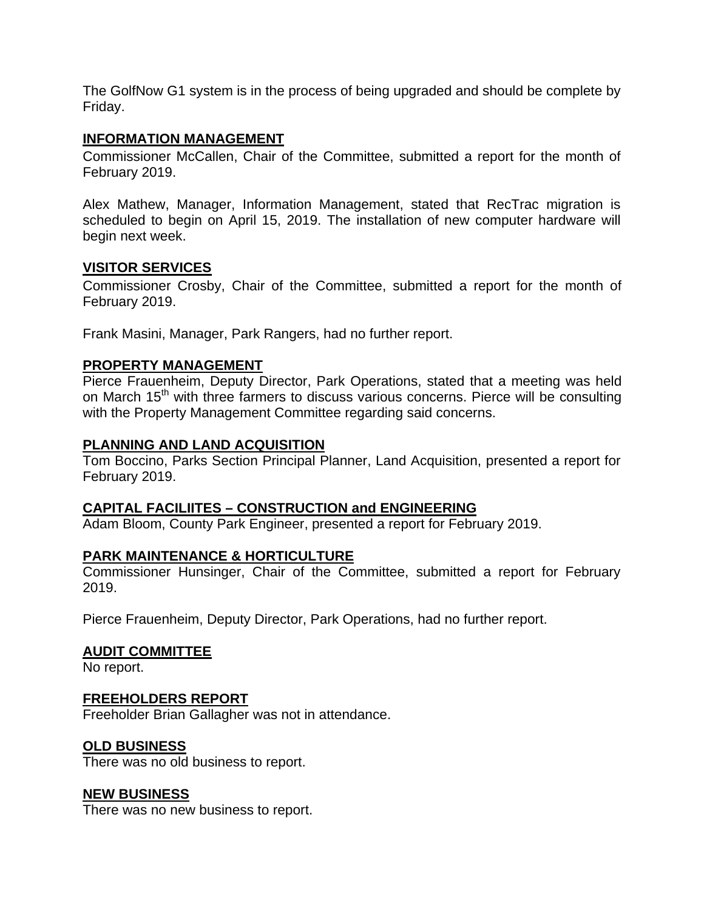The GolfNow G1 system is in the process of being upgraded and should be complete by Friday.

## INFORMATION MANAGEMENT

Commissioner McCallen, Chair of the Committee, submitted a report for the month of February 2019.

Alex Mathew, Manager, Information Management, stated that RecTrac migration is scheduled to begin on April 15, 2019. The installation of new computer hardware will begin next week.

## VISITOR SERVICES

Commissioner Crosby, Chair of the Committee, submitted a report for the month of February 2019.

Frank Masini, Manager, Park Rangers, had no further report.

## PROPERTY MANAGEMENT

Pierce Frauenheim, Deputy Director, Park Operations, stated that a meeting was held on March 15th with three farmers to discuss various concerns. Pierce will be consulting with the Property Management Committee regarding said concerns.

## PLANNING AND LAND ACQUISITION

Tom Boccino, Parks Section Principal Planner, Land Acquisition, presented a report for February 2019.

## CAPITAL FACILIITES – CONSTRUCTION and ENGINEERING

Adam Bloom, County Park Engineer, presented a report for February 2019.

## PARK MAINTENANCE & HORTICULTURE

Commissioner Hunsinger, Chair of the Committee, submitted a report for February 2019.

Pierce Frauenheim, Deputy Director, Park Operations, had no further report.

## AUDIT COMMITTEE

No report.

## FREEHOLDERS REPORT

Freeholder Brian Gallagher was not in attendance.

## OLD BUSINESS

There was no old business to report.

## NEW BUSINESS

There was no new business to report.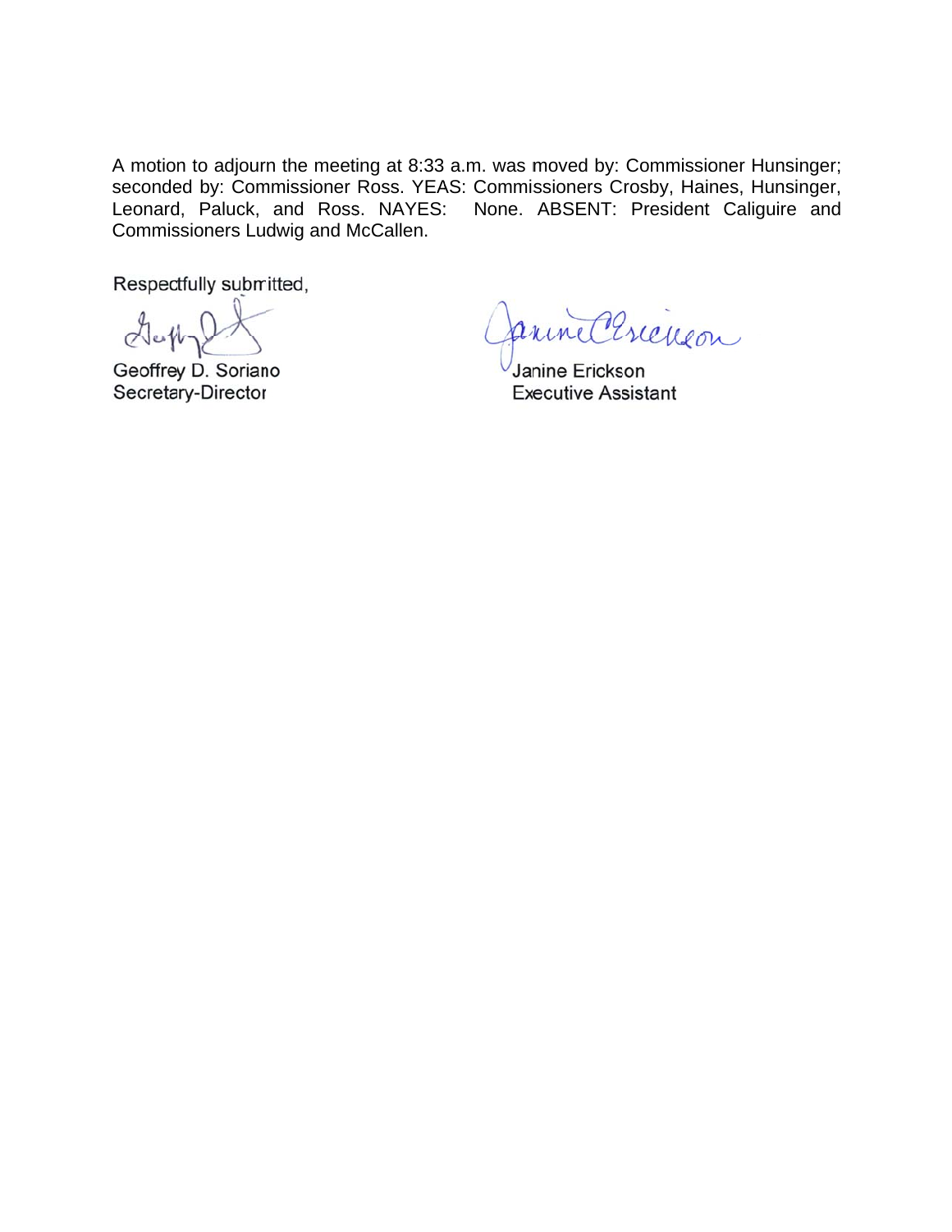A motion to adjourn the meeting at 8:33 a.m. was moved by: Commissioner Hunsinger; seconded by: Commissioner Ross. YEAS: Commissioners Crosby, Haines, Hunsinger, Leonard, Paluck, and Ross. NAYES: None. ABSENT: President Caliguire and Commissioners Ludwig and McCallen.

Respectfully submitted,

Geoffrey D. Soriano
Secretary-Director

Janine Erickson
Executive Assistant